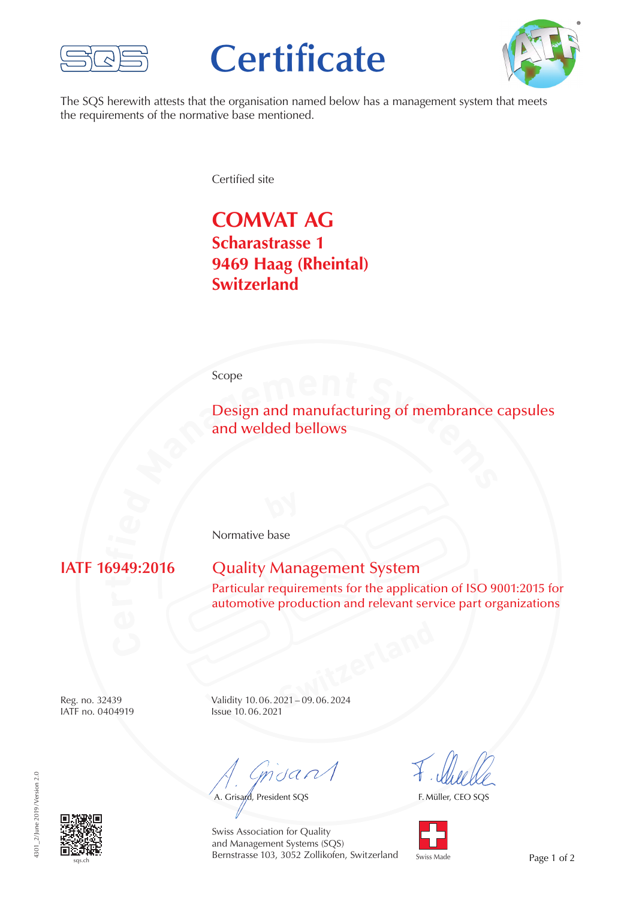# Certificate

The SQS herewith attests that the organisation named below has a management system that meets the requirements of the normative base mentioned.

Certified site

## COMVAT AG
**Scharastrasse 1**
**9469 Haag (Rheintal)**
**Switzerland**

Scope

Design and manufacturing of membrance capsules and welded bellows

Normative base

**IATF 16949:2016**

Quality Management System

Particular requirements for the application of ISO 9001:2015 for automotive production and relevant service part organizations

Reg. no. 32439
IATF no. 0404919

Validity 10. 06. 2021 – 09. 06. 2024
Issue 10. 06. 2021

A. Grisard, President SQS

F. Müller, CEO SQS

Swiss Association for Quality and Management Systems (SQS)
Bernstrasse 103, 3052 Zollikofen, Switzerland

Swiss Made

sqs.ch

4301_2/June 2019/Version 2.0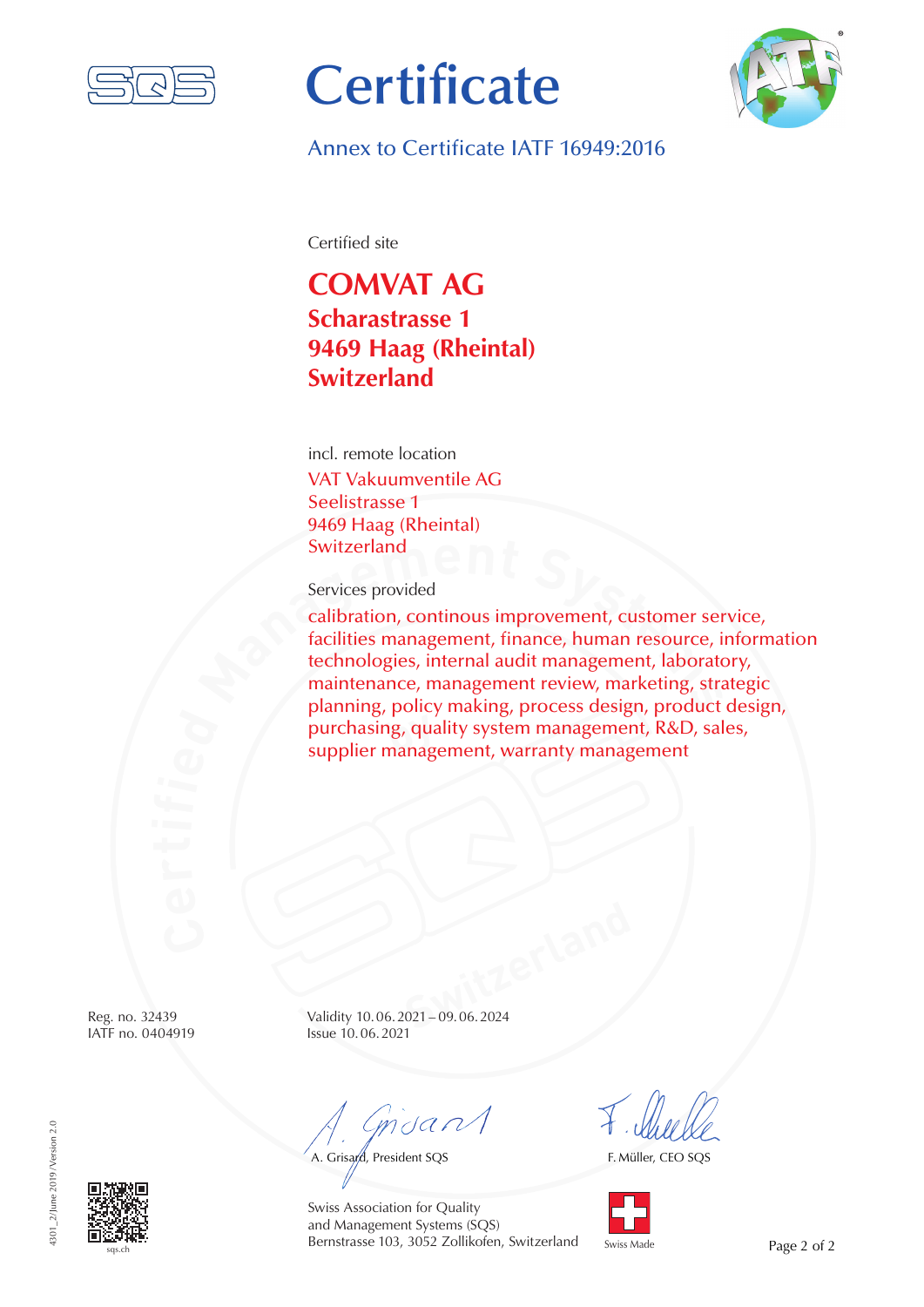# Certificate

## Annex to Certificate IATF 16949:2016

Certified site

**COMVAT AG**
**Scharastrasse 1**
**9469 Haag (Rheintal)**
**Switzerland**

incl. remote location

VAT Vakuumventile AG
Seelistrasse 1
9469 Haag (Rheintal)
Switzerland

Services provided

calibration, continous improvement, customer service, facilities management, finance, human resource, information technologies, internal audit management, laboratory, maintenance, management review, marketing, strategic planning, policy making, process design, product design, purchasing, quality system management, R&D, sales, supplier management, warranty management

Reg. no. 32439
IATF no. 0404919

Validity 10. 06. 2021 – 09. 06. 2024
Issue 10. 06. 2021

A. Grisard, President SQS

F. Müller, CEO SQS

Swiss Association for Quality
and Management Systems (SQS)
Bernstrasse 103, 3052 Zollikofen, Switzerland

Swiss Made

sqs.ch

4301_2/June 2019/Version 2.0